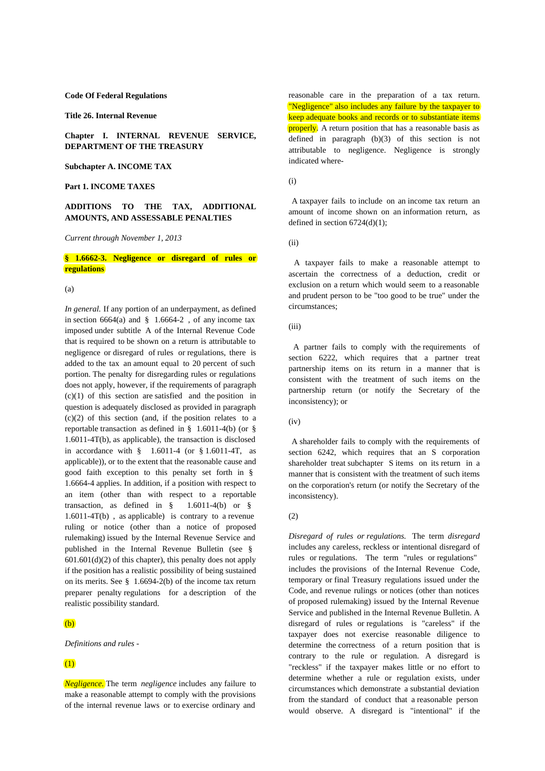**Code Of Federal Regulations**

**Title 26. Internal Revenue**

**Chapter I. INTERNAL REVENUE SERVICE, DEPARTMENT OF THE TREASURY**

**Subchapter A. INCOME TAX**

**Part 1. INCOME TAXES**

**ADDITIONS TO THE TAX, ADDITIONAL AMOUNTS, AND ASSESSABLE PENALTIES**

*Current through November 1, 2013*

**§ 1.6662-3. Negligence or disregard of rules or regulations**

(a)

*In general.* If any portion of an underpayment, as defined in section 6664(a) and § 1.6664-2 , of any income tax imposed under subtitle A of the Internal Revenue Code that is required to be shown on a return is attributable to negligence or disregard of rules or regulations, there is added to the tax an amount equal to 20 percent of such portion. The penalty for disregarding rules or regulations does not apply, however, if the requirements of paragraph (c)(1) of this section are satisfied and the position in question is adequately disclosed as provided in paragraph (c)(2) of this section (and, if the position relates to a reportable transaction as defined in § 1.6011-4(b) (or § 1.6011-4T(b), as applicable), the transaction is disclosed in accordance with § 1.6011-4 (or § 1.6011-4T, as applicable)), or to the extent that the reasonable cause and good faith exception to this penalty set forth in § 1.6664-4 applies. In addition, if a position with respect to an item (other than with respect to a reportable transaction, as defined in § 1.6011-4(b) or § 1.6011-4T(b) , as applicable) is contrary to a revenue ruling or notice (other than a notice of proposed rulemaking) issued by the Internal Revenue Service and published in the Internal Revenue Bulletin (see § 601.601(d)(2) of this chapter), this penalty does not apply if the position has a realistic possibility of being sustained on its merits. See § 1.6694-2(b) of the income tax return preparer penalty regulations for a description of the realistic possibility standard.

(b)

*Definitions and rules -*

(1)

*Negligence.* The term *negligence* includes any failure to make a reasonable attempt to comply with the provisions of the internal revenue laws or to exercise ordinary and reasonable care in the preparation of a tax return. "Negligence" also includes any failure by the taxpayer to keep adequate books and records or to substantiate items properly. A return position that has a reasonable basis as defined in paragraph (b)(3) of this section is not attributable to negligence. Negligence is strongly indicated where-

(i)

A taxpayer fails to include on an income tax return an amount of income shown on an information return, as defined in section 6724(d)(1);

(ii)

A taxpayer fails to make a reasonable attempt to ascertain the correctness of a deduction, credit or exclusion on a return which would seem to a reasonable and prudent person to be "too good to be true" under the circumstances;

(iii)

A partner fails to comply with the requirements of section 6222, which requires that a partner treat partnership items on its return in a manner that is consistent with the treatment of such items on the partnership return (or notify the Secretary of the inconsistency); or

(iv)

A shareholder fails to comply with the requirements of section 6242, which requires that an S corporation shareholder treat subchapter S items on its return in a manner that is consistent with the treatment of such items on the corporation's return (or notify the Secretary of the inconsistency).

(2)

*Disregard of rules or regulations.* The term *disregard* includes any careless, reckless or intentional disregard of rules or regulations. The term "rules or regulations" includes the provisions of the Internal Revenue Code, temporary or final Treasury regulations issued under the Code, and revenue rulings or notices (other than notices of proposed rulemaking) issued by the Internal Revenue Service and published in the Internal Revenue Bulletin. A disregard of rules or regulations is "careless" if the taxpayer does not exercise reasonable diligence to determine the correctness of a return position that is contrary to the rule or regulation. A disregard is "reckless" if the taxpayer makes little or no effort to determine whether a rule or regulation exists, under circumstances which demonstrate a substantial deviation from the standard of conduct that a reasonable person would observe. A disregard is "intentional" if the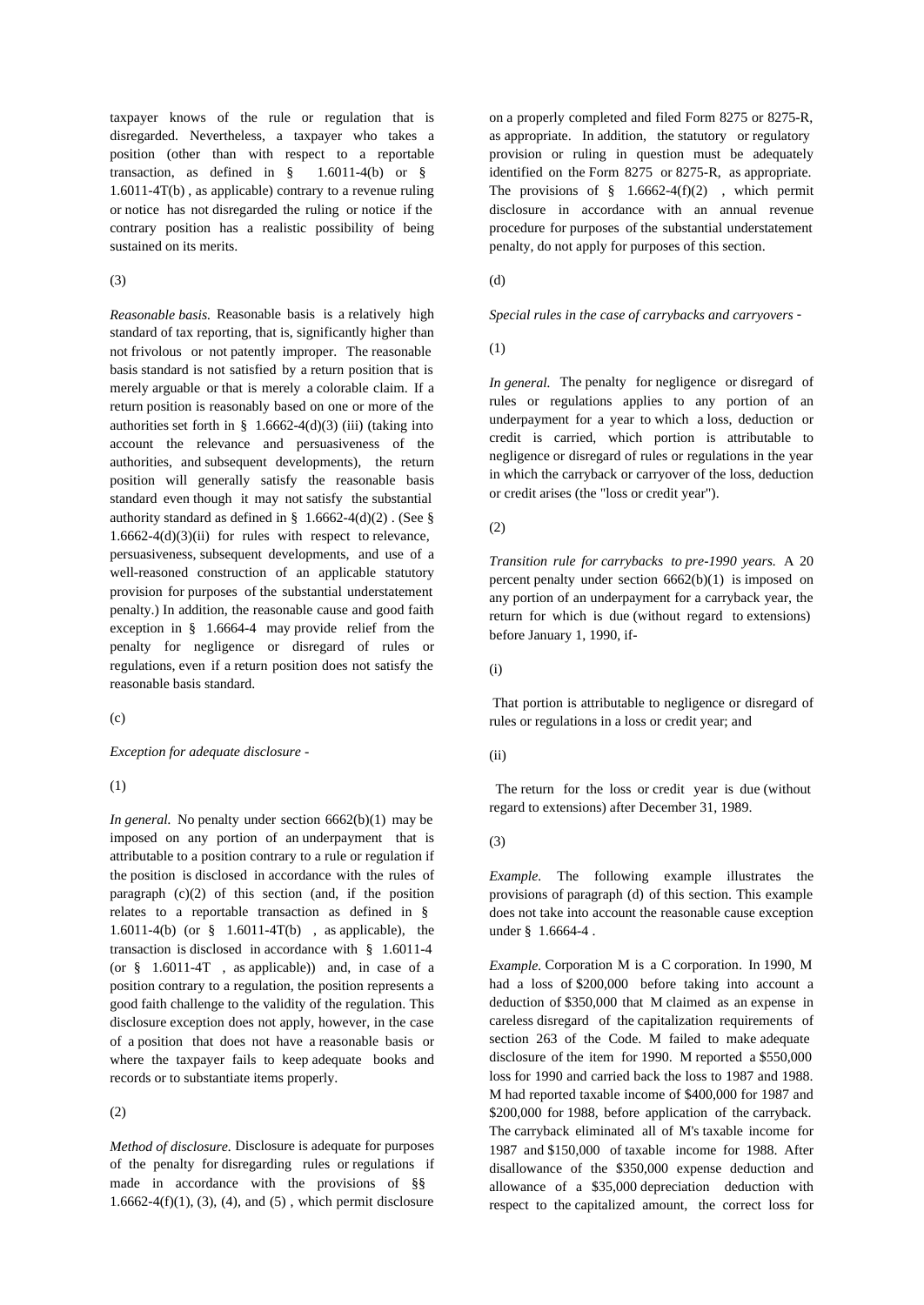taxpayer knows of the rule or regulation that is disregarded. Nevertheless, a taxpayer who takes a position (other than with respect to a reportable transaction, as defined in § 1.6011-4(b) or § 1.6011-4T(b) , as applicable) contrary to a revenue ruling or notice has not disregarded the ruling or notice if the contrary position has a realistic possibility of being sustained on its merits.

(3)

*Reasonable basis.* Reasonable basis is a relatively high standard of tax reporting, that is, significantly higher than not frivolous or not patently improper. The reasonable basis standard is not satisfied by a return position that is merely arguable or that is merely a colorable claim. If a return position is reasonably based on one or more of the authorities set forth in § 1.6662-4(d)(3) (iii) (taking into account the relevance and persuasiveness of the authorities, and subsequent developments), the return position will generally satisfy the reasonable basis standard even though it may not satisfy the substantial authority standard as defined in § 1.6662-4(d)(2) . (See § 1.6662-4(d)(3)(ii) for rules with respect to relevance, persuasiveness, subsequent developments, and use of a well-reasoned construction of an applicable statutory provision for purposes of the substantial understatement penalty.) In addition, the reasonable cause and good faith exception in § 1.6664-4 may provide relief from the penalty for negligence or disregard of rules or regulations, even if a return position does not satisfy the reasonable basis standard.

(c)

*Exception for adequate disclosure -*

(1)

*In general.* No penalty under section 6662(b)(1) may be imposed on any portion of an underpayment that is attributable to a position contrary to a rule or regulation if the position is disclosed in accordance with the rules of paragraph (c)(2) of this section (and, if the position relates to a reportable transaction as defined in § 1.6011-4(b) (or § 1.6011-4T(b) , as applicable), the transaction is disclosed in accordance with § 1.6011-4 (or § 1.6011-4T , as applicable)) and, in case of a position contrary to a regulation, the position represents a good faith challenge to the validity of the regulation. This disclosure exception does not apply, however, in the case of a position that does not have a reasonable basis or where the taxpayer fails to keep adequate books and records or to substantiate items properly.

(2)

*Method of disclosure.* Disclosure is adequate for purposes of the penalty for disregarding rules or regulations if made in accordance with the provisions of §§ 1.6662-4(f)(1), (3), (4), and (5) , which permit disclosure on a properly completed and filed Form 8275 or 8275-R, as appropriate. In addition, the statutory or regulatory provision or ruling in question must be adequately identified on the Form 8275 or 8275-R, as appropriate. The provisions of § 1.6662-4(f)(2) , which permit disclosure in accordance with an annual revenue procedure for purposes of the substantial understatement penalty, do not apply for purposes of this section.

(d)

*Special rules in the case of carrybacks and carryovers -*

(1)

*In general.* The penalty for negligence or disregard of rules or regulations applies to any portion of an underpayment for a year to which a loss, deduction or credit is carried, which portion is attributable to negligence or disregard of rules or regulations in the year in which the carryback or carryover of the loss, deduction or credit arises (the "loss or credit year").

(2)

*Transition rule for carrybacks to pre-1990 years.* A 20 percent penalty under section 6662(b)(1) is imposed on any portion of an underpayment for a carryback year, the return for which is due (without regard to extensions) before January 1, 1990, if-

(i)

That portion is attributable to negligence or disregard of rules or regulations in a loss or credit year; and

(ii)

The return for the loss or credit year is due (without regard to extensions) after December 31, 1989.

(3)

*Example.* The following example illustrates the provisions of paragraph (d) of this section. This example does not take into account the reasonable cause exception under § 1.6664-4 .

*Example.* Corporation M is a C corporation. In 1990, M had a loss of $200,000 before taking into account a deduction of $350,000 that M claimed as an expense in careless disregard of the capitalization requirements of section 263 of the Code. M failed to make adequate disclosure of the item for 1990. M reported a $550,000 loss for 1990 and carried back the loss to 1987 and 1988. M had reported taxable income of $400,000 for 1987 and $200,000 for 1988, before application of the carryback. The carryback eliminated all of M's taxable income for 1987 and $150,000 of taxable income for 1988. After disallowance of the $350,000 expense deduction and allowance of a $35,000 depreciation deduction with respect to the capitalized amount, the correct loss for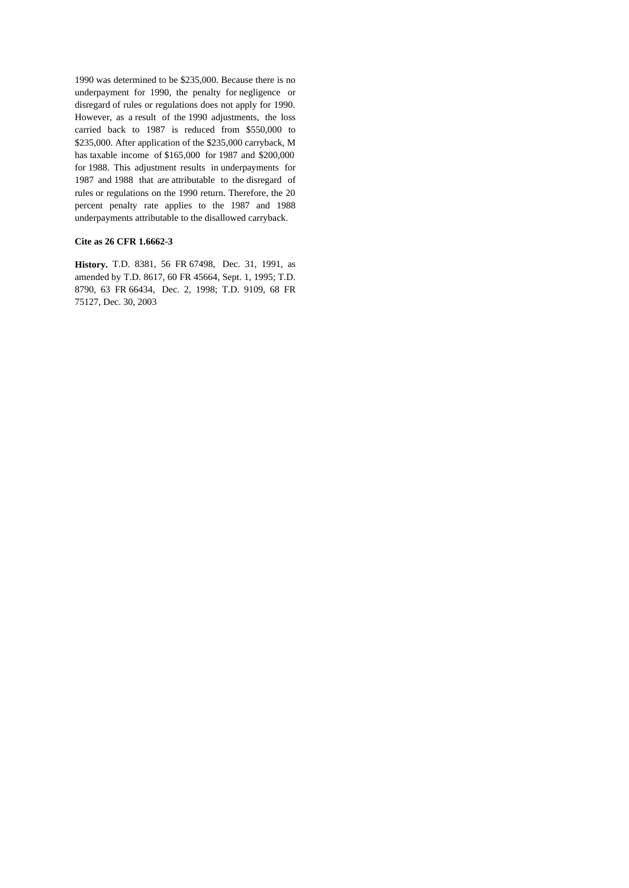1990 was determined to be $235,000. Because there is no underpayment for 1990, the penalty for negligence or disregard of rules or regulations does not apply for 1990. However, as a result of the 1990 adjustments, the loss carried back to 1987 is reduced from $550,000 to $235,000. After application of the $235,000 carryback, M has taxable income of $165,000 for 1987 and $200,000 for 1988. This adjustment results in underpayments for 1987 and 1988 that are attributable to the disregard of rules or regulations on the 1990 return. Therefore, the 20 percent penalty rate applies to the 1987 and 1988 underpayments attributable to the disallowed carryback.

**Cite as 26 CFR 1.6662-3**

**History.** T.D. 8381, 56 FR 67498, Dec. 31, 1991, as amended by T.D. 8617, 60 FR 45664, Sept. 1, 1995; T.D. 8790, 63 FR 66434, Dec. 2, 1998; T.D. 9109, 68 FR 75127, Dec. 30, 2003